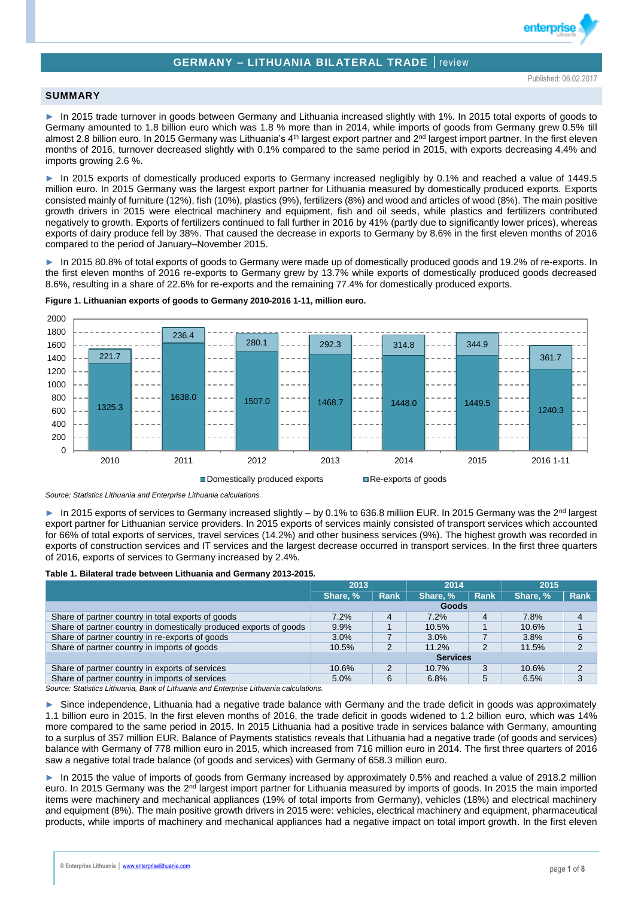# GERMANY – LITHUANIA BILATERAL TRADE | review

Published: 06.02.2017

## SUMMARY

► In 2015 trade turnover in goods between Germany and Lithuania increased slightly with 1%. In 2015 total exports of goods to Germany amounted to 1.8 billion euro which was 1.8 % more than in 2014, while imports of goods from Germany grew 0.5% till almost 2.8 billion euro. In 2015 Germany was Lithuania's 4th largest export partner and 2nd largest import partner. In the first eleven months of 2016, turnover decreased slightly with 0.1% compared to the same period in 2015, with exports decreasing 4.4% and imports growing 2.6 %.

► In 2015 exports of domestically produced exports to Germany increased negligibly by 0.1% and reached a value of 1449.5 million euro. In 2015 Germany was the largest export partner for Lithuania measured by domestically produced exports. Exports consisted mainly of furniture (12%), fish (10%), plastics (9%), fertilizers (8%) and wood and articles of wood (8%). The main positive growth drivers in 2015 were electrical machinery and equipment, fish and oil seeds, while plastics and fertilizers contributed negatively to growth. Exports of fertilizers continued to fall further in 2016 by 41% (partly due to significantly lower prices), whereas exports of dairy produce fell by 38%. That caused the decrease in exports to Germany by 8.6% in the first eleven months of 2016 compared to the period of January–November 2015.

► In 2015 80.8% of total exports of goods to Germany were made up of domestically produced goods and 19.2% of re-exports. In the first eleven months of 2016 re-exports to Germany grew by 13.7% while exports of domestically produced goods decreased 8.6%, resulting in a share of 22.6% for re-exports and the remaining 77.4% for domestically produced exports.

**Figure 1. Lithuanian exports of goods to Germany 2010-2016 1-11, million euro.**

| | 2010 | 2011 | 2012 | 2013 | 2014 | 2015 | 2016 1-11 |
|---|---|---|---|---|---|---|---|
| Domestically produced exports | 1325.3 | 1638.0 | 1507.0 | 1468.7 | 1448.0 | 1449.5 | 1240.3 |
| Re-exports of goods | 221.7 | 236.4 | 280.1 | 292.3 | 314.8 | 344.9 | 361.7 |

*Source: Statistics Lithuania and Enterprise Lithuania calculations.*

► In 2015 exports of services to Germany increased slightly – by 0.1% to 636.8 million EUR. In 2015 Germany was the 2nd largest export partner for Lithuanian service providers. In 2015 exports of services mainly consisted of transport services which accounted for 66% of total exports of services, travel services (14.2%) and other business services (9%). The highest growth was recorded in exports of construction services and IT services and the largest decrease occurred in transport services. In the first three quarters of 2016, exports of services to Germany increased by 2.4%.

**Table 1. Bilateral trade between Lithuania and Germany 2013-2015.**

| | 2013 | | 2014 | | 2015 | |
|---|---|---|---|---|---|---|
| | Share, % | Rank | Share, % | Rank | Share, % | Rank |
| | **Goods** | | | | | |
| Share of partner country in total exports of goods | 7.2% | 4 | 7.2% | 4 | 7.8% | 4 |
| Share of partner country in domestically produced exports of goods | 9.9% | 1 | 10.5% | 1 | 10.6% | 1 |
| Share of partner country in re-exports of goods | 3.0% | 7 | 3.0% | 7 | 3.8% | 6 |
| Share of partner country in imports of goods | 10.5% | 2 | 11.2% | 2 | 11.5% | 2 |
| | **Services** | | | | | |
| Share of partner country in exports of services | 10.6% | 2 | 10.7% | 3 | 10.6% | 2 |
| Share of partner country in imports of services | 5.0% | 6 | 6.8% | 5 | 6.5% | 3 |

*Source: Statistics Lithuania, Bank of Lithuania and Enterprise Lithuania calculations.*

► Since independence, Lithuania had a negative trade balance with Germany and the trade deficit in goods was approximately 1.1 billion euro in 2015. In the first eleven months of 2016, the trade deficit in goods widened to 1.2 billion euro, which was 14% more compared to the same period in 2015. In 2015 Lithuania had a positive trade in services balance with Germany, amounting to a surplus of 357 million EUR. Balance of Payments statistics reveals that Lithuania had a negative trade (of goods and services) balance with Germany of 778 million euro in 2015, which increased from 716 million euro in 2014. The first three quarters of 2016 saw a negative total trade balance (of goods and services) with Germany of 658.3 million euro.

► In 2015 the value of imports of goods from Germany increased by approximately 0.5% and reached a value of 2918.2 million euro. In 2015 Germany was the 2nd largest import partner for Lithuania measured by imports of goods. In 2015 the main imported items were machinery and mechanical appliances (19% of total imports from Germany), vehicles (18%) and electrical machinery and equipment (8%). The main positive growth drivers in 2015 were: vehicles, electrical machinery and equipment, pharmaceutical products, while imports of machinery and mechanical appliances had a negative impact on total import growth. In the first eleven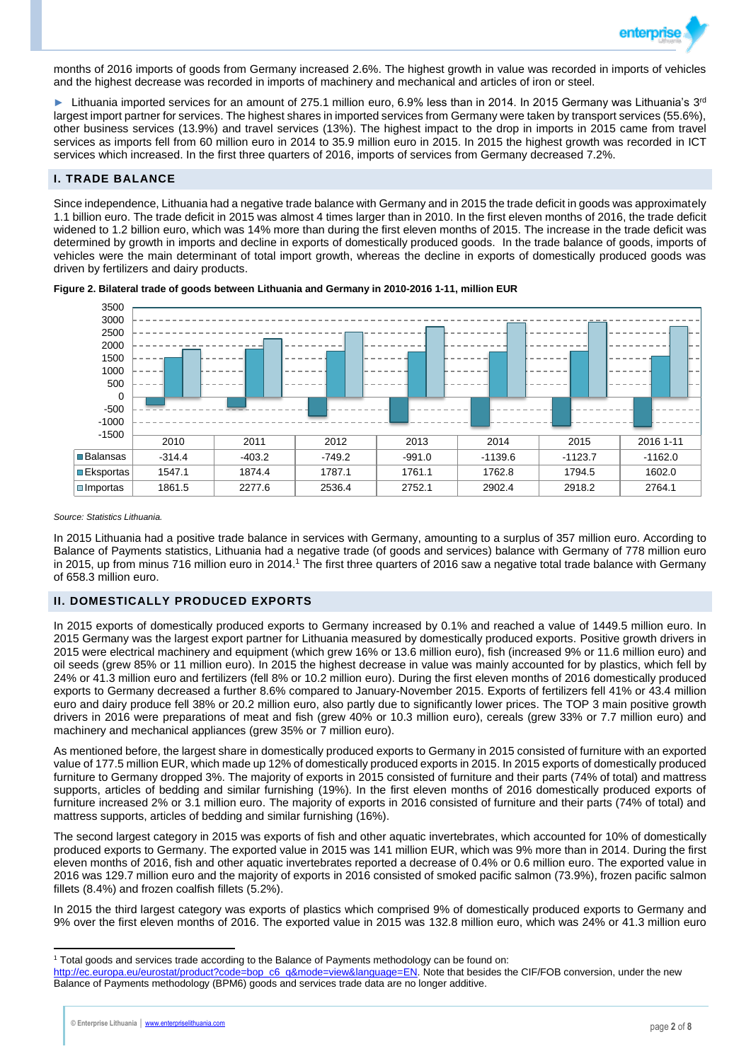months of 2016 imports of goods from Germany increased 2.6%. The highest growth in value was recorded in imports of vehicles and the highest decrease was recorded in imports of machinery and mechanical appliances and articles of iron or steel.

► Lithuania imported services for an amount of 275.1 million euro, 6.9% less than in 2014. In 2015 Germany was Lithuania's 3rd largest import partner for services. The highest shares in imported services from Germany were taken by transport services (55.6%), other business services (13.9%) and travel services (13%). The highest impact to the drop in imports in 2015 came from travel services as imports fell from 60 million euro in 2014 to 35.9 million euro in 2015. In 2015 the highest growth was recorded in ICT services which increased. In the first three quarters of 2016, imports of services from Germany decreased 7.2%.

## I. TRADE BALANCE

Since independence, Lithuania had a negative trade balance with Germany and in 2015 the trade deficit in goods was approximately 1.1 billion euro. The trade deficit in 2015 was almost 4 times larger than in 2010. In the first eleven months of 2016, the trade deficit widened to 1.2 billion euro, which was 14% more than during the first eleven months of 2015. The increase in the trade deficit was determined by growth in imports and decline in exports of domestically produced goods. In the trade balance of goods, imports of vehicles were the main determinant of total import growth, whereas the decline in exports of domestically produced goods was driven by fertilizers and dairy products.

**Figure 2. Bilateral trade of goods between Lithuania and Germany in 2010-2016 1-11, million EUR**

| | 2010 | 2011 | 2012 | 2013 | 2014 | 2015 | 2016 1-11 |
|---|---|---|---|---|---|---|---|
| Balansas | -314.4 | -403.2 | -749.2 | -991.0 | -1139.6 | -1123.7 | -1162.0 |
| Eksportas | 1547.1 | 1874.4 | 1787.1 | 1761.1 | 1762.8 | 1794.5 | 1602.0 |
| Importas | 1861.5 | 2277.6 | 2536.4 | 2752.1 | 2902.4 | 2918.2 | 2764.1 |

*Source: Statistics Lithuania.*

In 2015 Lithuania had a positive trade balance in services with Germany, amounting to a surplus of 357 million euro. According to Balance of Payments statistics, Lithuania had a negative trade (of goods and services) balance with Germany of 778 million euro in 2015, up from minus 716 million euro in 2014.[1] The first three quarters of 2016 saw a negative total trade balance with Germany of 658.3 million euro.

## II. DOMESTICALLY PRODUCED EXPORTS

In 2015 exports of domestically produced exports to Germany increased by 0.1% and reached a value of 1449.5 million euro. In 2015 Germany was the largest export partner for Lithuania measured by domestically produced exports. Positive growth drivers in 2015 were electrical machinery and equipment (which grew 16% or 13.6 million euro), fish (increased 9% or 11.6 million euro) and oil seeds (grew 85% or 11 million euro). In 2015 the highest decrease in value was mainly accounted for by plastics, which fell by 24% or 41.3 million euro and fertilizers (fell 8% or 10.2 million euro). During the first eleven months of 2016 domestically produced exports to Germany decreased a further 8.6% compared to January-November 2015. Exports of fertilizers fell 41% or 43.4 million euro and dairy produce fell 38% or 20.2 million euro, also partly due to significantly lower prices. The TOP 3 main positive growth drivers in 2016 were preparations of meat and fish (grew 40% or 10.3 million euro), cereals (grew 33% or 7.7 million euro) and machinery and mechanical appliances (grew 35% or 7 million euro).

As mentioned before, the largest share in domestically produced exports to Germany in 2015 consisted of furniture with an exported value of 177.5 million EUR, which made up 12% of domestically produced exports in 2015. In 2015 exports of domestically produced furniture to Germany dropped 3%. The majority of exports in 2015 consisted of furniture and their parts (74% of total) and mattress supports, articles of bedding and similar furnishing (19%). In the first eleven months of 2016 domestically produced exports of furniture increased 2% or 3.1 million euro. The majority of exports in 2016 consisted of furniture and their parts (74% of total) and mattress supports, articles of bedding and similar furnishing (16%).

The second largest category in 2015 was exports of fish and other aquatic invertebrates, which accounted for 10% of domestically produced exports to Germany. The exported value in 2015 was 141 million EUR, which was 9% more than in 2014. During the first eleven months of 2016, fish and other aquatic invertebrates reported a decrease of 0.4% or 0.6 million euro. The exported value in 2016 was 129.7 million euro and the majority of exports in 2016 consisted of smoked pacific salmon (73.9%), frozen pacific salmon fillets (8.4%) and frozen coalfish fillets (5.2%).

In 2015 the third largest category was exports of plastics which comprised 9% of domestically produced exports to Germany and 9% over the first eleven months of 2016. The exported value in 2015 was 132.8 million euro, which was 24% or 41.3 million euro

---

[1] Total goods and services trade according to the Balance of Payments methodology can be found on: http://ec.europa.eu/eurostat/product?code=bop_c6_q&mode=view&language=EN. Note that besides the CIF/FOB conversion, under the new Balance of Payments methodology (BPM6) goods and services trade data are no longer additive.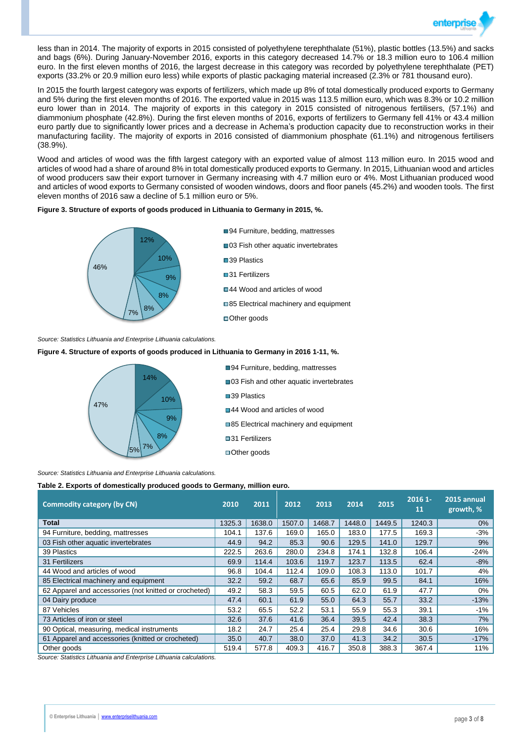less than in 2014. The majority of exports in 2015 consisted of polyethylene terephthalate (51%), plastic bottles (13.5%) and sacks and bags (6%). During January-November 2016, exports in this category decreased 14.7% or 18.3 million euro to 106.4 million euro. In the first eleven months of 2016, the largest decrease in this category was recorded by polyethylene terephthalate (PET) exports (33.2% or 20.9 million euro less) while exports of plastic packaging material increased (2.3% or 781 thousand euro).

In 2015 the fourth largest category was exports of fertilizers, which made up 8% of total domestically produced exports to Germany and 5% during the first eleven months of 2016. The exported value in 2015 was 113.5 million euro, which was 8.3% or 10.2 million euro lower than in 2014. The majority of exports in this category in 2015 consisted of nitrogenous fertilisers, (57.1%) and diammonium phosphate (42.8%). During the first eleven months of 2016, exports of fertilizers to Germany fell 41% or 43.4 million euro partly due to significantly lower prices and a decrease in Achema's production capacity due to reconstruction works in their manufacturing facility. The majority of exports in 2016 consisted of diammonium phosphate (61.1%) and nitrogenous fertilisers (38.9%).

Wood and articles of wood was the fifth largest category with an exported value of almost 113 million euro. In 2015 wood and articles of wood had a share of around 8% in total domestically produced exports to Germany. In 2015, Lithuanian wood and articles of wood producers saw their export turnover in Germany increasing with 4.7 million euro or 4%. Most Lithuanian produced wood and articles of wood exports to Germany consisted of wooden windows, doors and floor panels (45.2%) and wooden tools. The first eleven months of 2016 saw a decline of 5.1 million euro or 5%.

**Figure 3. Structure of exports of goods produced in Lithuania to Germany in 2015, %.**

| Category | % |
|---|---|
| 94 Furniture, bedding, mattresses | 12% |
| 03 Fish other aquatic invertebrates | 10% |
| 39 Plastics | 9% |
| 31 Fertilizers | 8% |
| 44 Wood and articles of wood | 8% |
| 85 Electrical machinery and equipment | 7% |
| Other goods | 46% |

*Source: Statistics Lithuania and Enterprise Lithuania calculations.*

**Figure 4. Structure of exports of goods produced in Lithuania to Germany in 2016 1-11, %.**

| Category | % |
|---|---|
| 94 Furniture, bedding, mattresses | 14% |
| 03 Fish and other aquatic invertebrates | 10% |
| 39 Plastics | 9% |
| 44 Wood and articles of wood | 8% |
| 85 Electrical machinery and equipment | 7% |
| 31 Fertilizers | 5% |
| Other goods | 47% |

*Source: Statistics Lithuania and Enterprise Lithuania calculations.*

**Table 2. Exports of domestically produced goods to Germany, million euro.**

| Commodity category (by CN) | 2010 | 2011 | 2012 | 2013 | 2014 | 2015 | 2016 1-11 | 2015 annual growth, % |
|---|---|---|---|---|---|---|---|---|
| **Total** | 1325.3 | 1638.0 | 1507.0 | 1468.7 | 1448.0 | 1449.5 | 1240.3 | 0% |
| 94 Furniture, bedding, mattresses | 104.1 | 137.6 | 169.0 | 165.0 | 183.0 | 177.5 | 169.3 | -3% |
| 03 Fish other aquatic invertebrates | 44.9 | 94.2 | 85.3 | 90.6 | 129.5 | 141.0 | 129.7 | 9% |
| 39 Plastics | 222.5 | 263.6 | 280.0 | 234.8 | 174.1 | 132.8 | 106.4 | -24% |
| 31 Fertilizers | 69.9 | 114.4 | 103.6 | 119.7 | 123.7 | 113.5 | 62.4 | -8% |
| 44 Wood and articles of wood | 96.8 | 104.4 | 112.4 | 109.0 | 108.3 | 113.0 | 101.7 | 4% |
| 85 Electrical machinery and equipment | 32.2 | 59.2 | 68.7 | 65.6 | 85.9 | 99.5 | 84.1 | 16% |
| 62 Apparel and accessories (not knitted or crocheted) | 49.2 | 58.3 | 59.5 | 60.5 | 62.0 | 61.9 | 47.7 | 0% |
| 04 Dairy produce | 47.4 | 60.1 | 61.9 | 55.0 | 64.3 | 55.7 | 33.2 | -13% |
| 87 Vehicles | 53.2 | 65.5 | 52.2 | 53.1 | 55.9 | 55.3 | 39.1 | -1% |
| 73 Articles of iron or steel | 32.6 | 37.6 | 41.6 | 36.4 | 39.5 | 42.4 | 38.3 | 7% |
| 90 Optical, measuring, medical instruments | 18.2 | 24.7 | 25.4 | 25.4 | 29.8 | 34.6 | 30.6 | 16% |
| 61 Apparel and accessories (knitted or crocheted) | 35.0 | 40.7 | 38.0 | 37.0 | 41.3 | 34.2 | 30.5 | -17% |
| Other goods | 519.4 | 577.8 | 409.3 | 416.7 | 350.8 | 388.3 | 367.4 | 11% |

*Source: Statistics Lithuania and Enterprise Lithuania calculations.*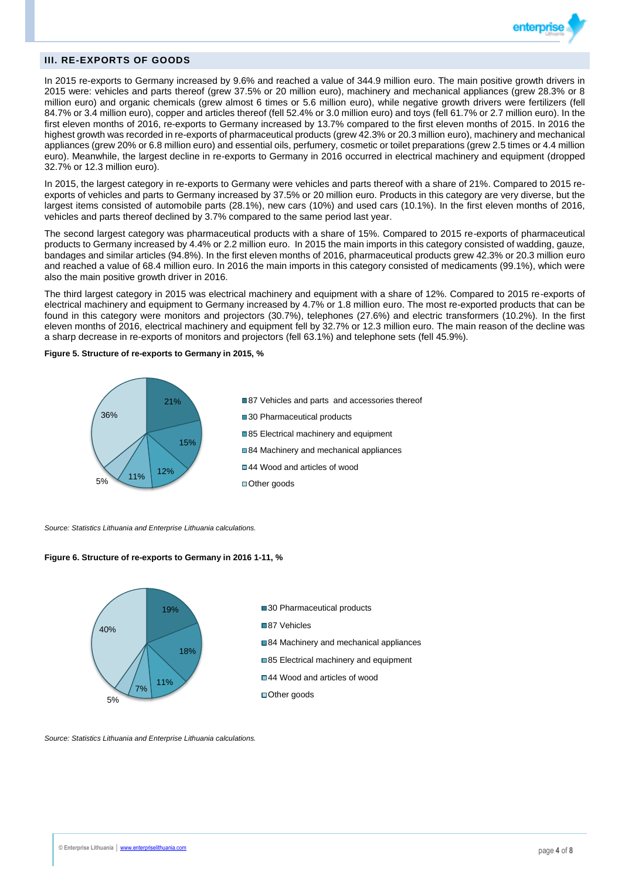## III. RE-EXPORTS OF GOODS

In 2015 re-exports to Germany increased by 9.6% and reached a value of 344.9 million euro. The main positive growth drivers in 2015 were: vehicles and parts thereof (grew 37.5% or 20 million euro), machinery and mechanical appliances (grew 28.3% or 8 million euro) and organic chemicals (grew almost 6 times or 5.6 million euro), while negative growth drivers were fertilizers (fell 84.7% or 3.4 million euro), copper and articles thereof (fell 52.4% or 3.0 million euro) and toys (fell 61.7% or 2.7 million euro). In the first eleven months of 2016, re-exports to Germany increased by 13.7% compared to the first eleven months of 2015. In 2016 the highest growth was recorded in re-exports of pharmaceutical products (grew 42.3% or 20.3 million euro), machinery and mechanical appliances (grew 20% or 6.8 million euro) and essential oils, perfumery, cosmetic or toilet preparations (grew 2.5 times or 4.4 million euro). Meanwhile, the largest decline in re-exports to Germany in 2016 occurred in electrical machinery and equipment (dropped 32.7% or 12.3 million euro).

In 2015, the largest category in re-exports to Germany were vehicles and parts thereof with a share of 21%. Compared to 2015 re-exports of vehicles and parts to Germany increased by 37.5% or 20 million euro. Products in this category are very diverse, but the largest items consisted of automobile parts (28.1%), new cars (10%) and used cars (10.1%). In the first eleven months of 2016, vehicles and parts thereof declined by 3.7% compared to the same period last year.

The second largest category was pharmaceutical products with a share of 15%. Compared to 2015 re-exports of pharmaceutical products to Germany increased by 4.4% or 2.2 million euro. In 2015 the main imports in this category consisted of wadding, gauze, bandages and similar articles (94.8%). In the first eleven months of 2016, pharmaceutical products grew 42.3% or 20.3 million euro and reached a value of 68.4 million euro. In 2016 the main imports in this category consisted of medicaments (99.1%), which were also the main positive growth driver in 2016.

The third largest category in 2015 was electrical machinery and equipment with a share of 12%. Compared to 2015 re-exports of electrical machinery and equipment to Germany increased by 4.7% or 1.8 million euro. The most re-exported products that can be found in this category were monitors and projectors (30.7%), telephones (27.6%) and electric transformers (10.2%). In the first eleven months of 2016, electrical machinery and equipment fell by 32.7% or 12.3 million euro. The main reason of the decline was a sharp decrease in re-exports of monitors and projectors (fell 63.1%) and telephone sets (fell 45.9%).

**Figure 5. Structure of re-exports to Germany in 2015, %**

| Category | Share |
|---|---|
| 87 Vehicles and parts and accessories thereof | 21% |
| 30 Pharmaceutical products | 15% |
| 85 Electrical machinery and equipment | 12% |
| 84 Machinery and mechanical appliances | 11% |
| 44 Wood and articles of wood | 5% |
| Other goods | 36% |

*Source: Statistics Lithuania and Enterprise Lithuania calculations.*

**Figure 6. Structure of re-exports to Germany in 2016 1-11, %**

| Category | Share |
|---|---|
| 30 Pharmaceutical products | 19% |
| 87 Vehicles | 18% |
| 84 Machinery and mechanical appliances | 11% |
| 85 Electrical machinery and equipment | 7% |
| 44 Wood and articles of wood | 5% |
| Other goods | 40% |

*Source: Statistics Lithuania and Enterprise Lithuania calculations.*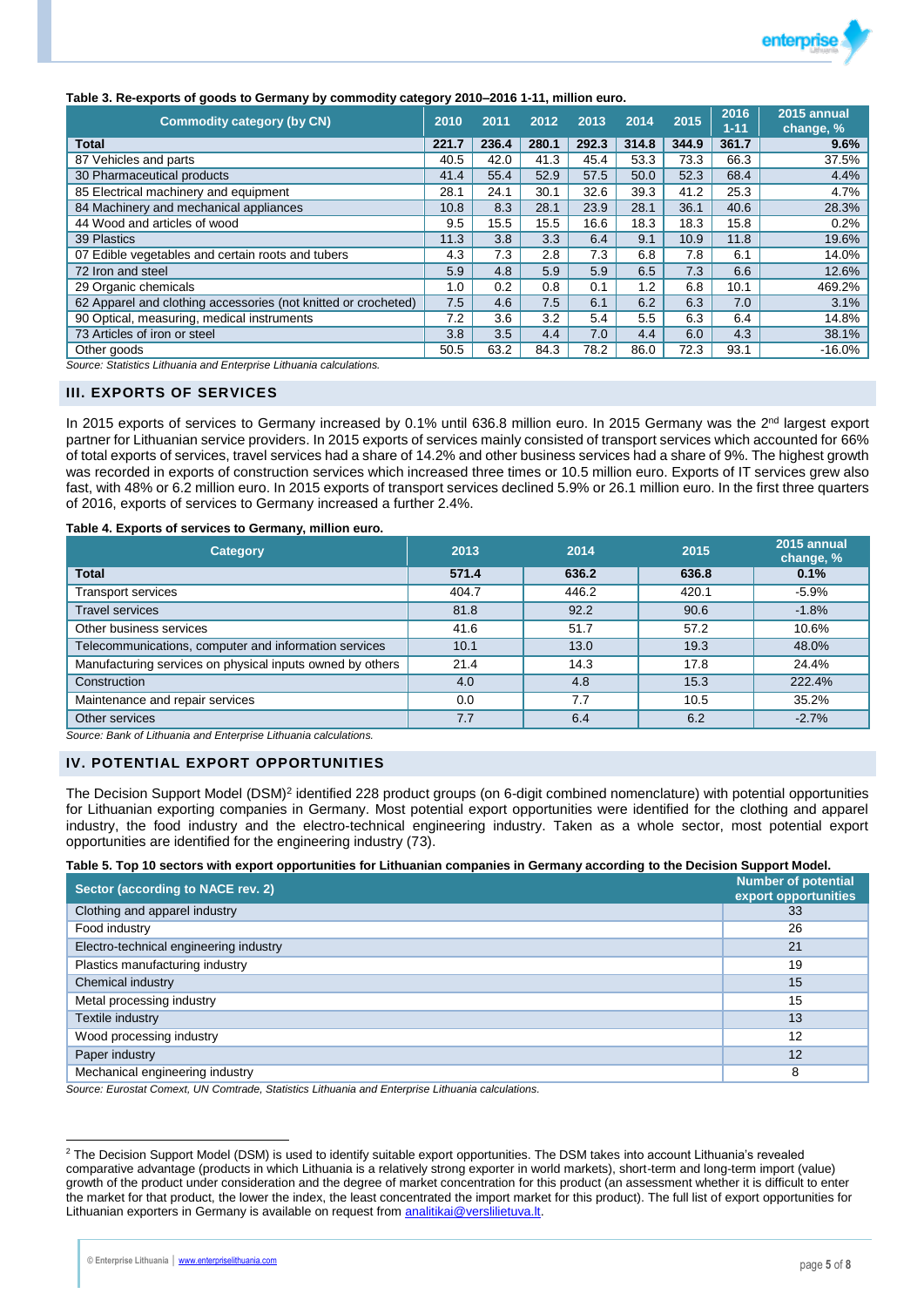**Table 3. Re-exports of goods to Germany by commodity category 2010–2016 1-11, million euro.**

| Commodity category (by CN) | 2010 | 2011 | 2012 | 2013 | 2014 | 2015 | 2016 1-11 | 2015 annual change, % |
|---|---|---|---|---|---|---|---|---|
| **Total** | **221.7** | **236.4** | **280.1** | **292.3** | **314.8** | **344.9** | **361.7** | **9.6%** |
| 87 Vehicles and parts | 40.5 | 42.0 | 41.3 | 45.4 | 53.3 | 73.3 | 66.3 | 37.5% |
| 30 Pharmaceutical products | 41.4 | 55.4 | 52.9 | 57.5 | 50.0 | 52.3 | 68.4 | 4.4% |
| 85 Electrical machinery and equipment | 28.1 | 24.1 | 30.1 | 32.6 | 39.3 | 41.2 | 25.3 | 4.7% |
| 84 Machinery and mechanical appliances | 10.8 | 8.3 | 28.1 | 23.9 | 28.1 | 36.1 | 40.6 | 28.3% |
| 44 Wood and articles of wood | 9.5 | 15.5 | 15.5 | 16.6 | 18.3 | 18.3 | 15.8 | 0.2% |
| 39 Plastics | 11.3 | 3.8 | 3.3 | 6.4 | 9.1 | 10.9 | 11.8 | 19.6% |
| 07 Edible vegetables and certain roots and tubers | 4.3 | 7.3 | 2.8 | 7.3 | 6.8 | 7.8 | 6.1 | 14.0% |
| 72 Iron and steel | 5.9 | 4.8 | 5.9 | 5.9 | 6.5 | 7.3 | 6.6 | 12.6% |
| 29 Organic chemicals | 1.0 | 0.2 | 0.8 | 0.1 | 1.2 | 6.8 | 10.1 | 469.2% |
| 62 Apparel and clothing accessories (not knitted or crocheted) | 7.5 | 4.6 | 7.5 | 6.1 | 6.2 | 6.3 | 7.0 | 3.1% |
| 90 Optical, measuring, medical instruments | 7.2 | 3.6 | 3.2 | 5.4 | 5.5 | 6.3 | 6.4 | 14.8% |
| 73 Articles of iron or steel | 3.8 | 3.5 | 4.4 | 7.0 | 4.4 | 6.0 | 4.3 | 38.1% |
| Other goods | 50.5 | 63.2 | 84.3 | 78.2 | 86.0 | 72.3 | 93.1 | -16.0% |

*Source: Statistics Lithuania and Enterprise Lithuania calculations.*

## III. EXPORTS OF SERVICES

In 2015 exports of services to Germany increased by 0.1% until 636.8 million euro. In 2015 Germany was the 2nd largest export partner for Lithuanian service providers. In 2015 exports of services mainly consisted of transport services which accounted for 66% of total exports of services, travel services had a share of 14.2% and other business services had a share of 9%. The highest growth was recorded in exports of construction services which increased three times or 10.5 million euro. Exports of IT services grew also fast, with 48% or 6.2 million euro. In 2015 exports of transport services declined 5.9% or 26.1 million euro. In the first three quarters of 2016, exports of services to Germany increased a further 2.4%.

**Table 4. Exports of services to Germany, million euro.**

| Category | 2013 | 2014 | 2015 | 2015 annual change, % |
|---|---|---|---|---|
| **Total** | **571.4** | **636.2** | **636.8** | **0.1%** |
| Transport services | 404.7 | 446.2 | 420.1 | -5.9% |
| Travel services | 81.8 | 92.2 | 90.6 | -1.8% |
| Other business services | 41.6 | 51.7 | 57.2 | 10.6% |
| Telecommunications, computer and information services | 10.1 | 13.0 | 19.3 | 48.0% |
| Manufacturing services on physical inputs owned by others | 21.4 | 14.3 | 17.8 | 24.4% |
| Construction | 4.0 | 4.8 | 15.3 | 222.4% |
| Maintenance and repair services | 0.0 | 7.7 | 10.5 | 35.2% |
| Other services | 7.7 | 6.4 | 6.2 | -2.7% |

*Source: Bank of Lithuania and Enterprise Lithuania calculations.*

## IV. POTENTIAL EXPORT OPPORTUNITIES

The Decision Support Model (DSM)[2] identified 228 product groups (on 6-digit combined nomenclature) with potential opportunities for Lithuanian exporting companies in Germany. Most potential export opportunities were identified for the clothing and apparel industry, the food industry and the electro-technical engineering industry. Taken as a whole sector, most potential export opportunities are identified for the engineering industry (73).

**Table 5. Top 10 sectors with export opportunities for Lithuanian companies in Germany according to the Decision Support Model.**

| Sector (according to NACE rev. 2) | Number of potential export opportunities |
|---|---|
| Clothing and apparel industry | 33 |
| Food industry | 26 |
| Electro-technical engineering industry | 21 |
| Plastics manufacturing industry | 19 |
| Chemical industry | 15 |
| Metal processing industry | 15 |
| Textile industry | 13 |
| Wood processing industry | 12 |
| Paper industry | 12 |
| Mechanical engineering industry | 8 |

*Source: Eurostat Comext, UN Comtrade, Statistics Lithuania and Enterprise Lithuania calculations.*

---

[2] The Decision Support Model (DSM) is used to identify suitable export opportunities. The DSM takes into account Lithuania's revealed comparative advantage (products in which Lithuania is a relatively strong exporter in world markets), short-term and long-term import (value) growth of the product under consideration and the degree of market concentration for this product (an assessment whether it is difficult to enter the market for that product, the lower the index, the least concentrated the import market for this product). The full list of export opportunities for Lithuanian exporters in Germany is available on request from analitikai@verslilietuva.lt.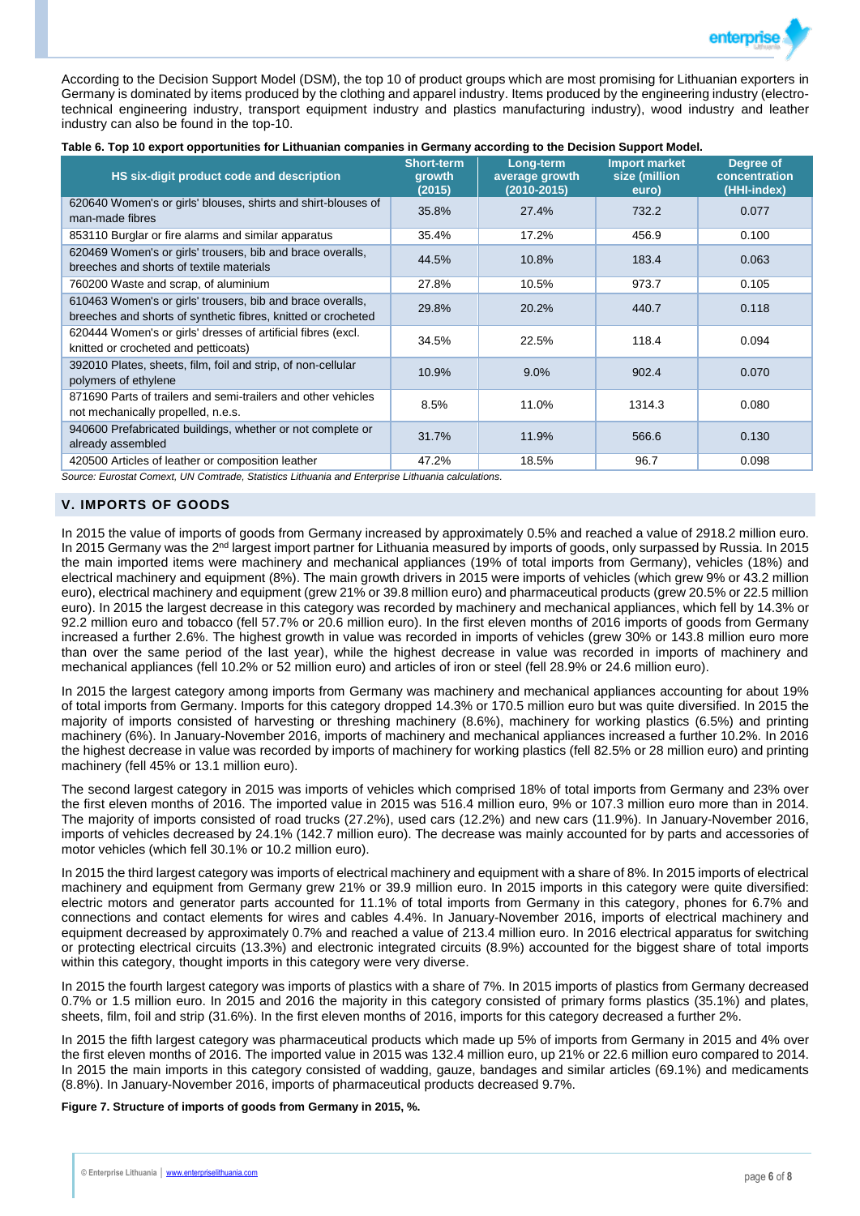According to the Decision Support Model (DSM), the top 10 of product groups which are most promising for Lithuanian exporters in Germany is dominated by items produced by the clothing and apparel industry. Items produced by the engineering industry (electro-technical engineering industry, transport equipment industry and plastics manufacturing industry), wood industry and leather industry can also be found in the top-10.

**Table 6. Top 10 export opportunities for Lithuanian companies in Germany according to the Decision Support Model.**

| HS six-digit product code and description | Short-term growth (2015) | Long-term average growth (2010-2015) | Import market size (million euro) | Degree of concentration (HHI-index) |
|---|---|---|---|---|
| 620640 Women's or girls' blouses, shirts and shirt-blouses of man-made fibres | 35.8% | 27.4% | 732.2 | 0.077 |
| 853110 Burglar or fire alarms and similar apparatus | 35.4% | 17.2% | 456.9 | 0.100 |
| 620469 Women's or girls' trousers, bib and brace overalls, breeches and shorts of textile materials | 44.5% | 10.8% | 183.4 | 0.063 |
| 760200 Waste and scrap, of aluminium | 27.8% | 10.5% | 973.7 | 0.105 |
| 610463 Women's or girls' trousers, bib and brace overalls, breeches and shorts of synthetic fibres, knitted or crocheted | 29.8% | 20.2% | 440.7 | 0.118 |
| 620444 Women's or girls' dresses of artificial fibres (excl. knitted or crocheted and petticoats) | 34.5% | 22.5% | 118.4 | 0.094 |
| 392010 Plates, sheets, film, foil and strip, of non-cellular polymers of ethylene | 10.9% | 9.0% | 902.4 | 0.070 |
| 871690 Parts of trailers and semi-trailers and other vehicles not mechanically propelled, n.e.s. | 8.5% | 11.0% | 1314.3 | 0.080 |
| 940600 Prefabricated buildings, whether or not complete or already assembled | 31.7% | 11.9% | 566.6 | 0.130 |
| 420500 Articles of leather or composition leather | 47.2% | 18.5% | 96.7 | 0.098 |

*Source: Eurostat Comext, UN Comtrade, Statistics Lithuania and Enterprise Lithuania calculations.*

## V. IMPORTS OF GOODS

In 2015 the value of imports of goods from Germany increased by approximately 0.5% and reached a value of 2918.2 million euro. In 2015 Germany was the 2nd largest import partner for Lithuania measured by imports of goods, only surpassed by Russia. In 2015 the main imported items were machinery and mechanical appliances (19% of total imports from Germany), vehicles (18%) and electrical machinery and equipment (8%). The main growth drivers in 2015 were imports of vehicles (which grew 9% or 43.2 million euro), electrical machinery and equipment (grew 21% or 39.8 million euro) and pharmaceutical products (grew 20.5% or 22.5 million euro). In 2015 the largest decrease in this category was recorded by machinery and mechanical appliances, which fell by 14.3% or 92.2 million euro and tobacco (fell 57.7% or 20.6 million euro). In the first eleven months of 2016 imports of goods from Germany increased a further 2.6%. The highest growth in value was recorded in imports of vehicles (grew 30% or 143.8 million euro more than over the same period of the last year), while the highest decrease in value was recorded in imports of machinery and mechanical appliances (fell 10.2% or 52 million euro) and articles of iron or steel (fell 28.9% or 24.6 million euro).

In 2015 the largest category among imports from Germany was machinery and mechanical appliances accounting for about 19% of total imports from Germany. Imports for this category dropped 14.3% or 170.5 million euro but was quite diversified. In 2015 the majority of imports consisted of harvesting or threshing machinery (8.6%), machinery for working plastics (6.5%) and printing machinery (6%). In January-November 2016, imports of machinery and mechanical appliances increased a further 10.2%. In 2016 the highest decrease in value was recorded by imports of machinery for working plastics (fell 82.5% or 28 million euro) and printing machinery (fell 45% or 13.1 million euro).

The second largest category in 2015 was imports of vehicles which comprised 18% of total imports from Germany and 23% over the first eleven months of 2016. The imported value in 2015 was 516.4 million euro, 9% or 107.3 million euro more than in 2014. The majority of imports consisted of road trucks (27.2%), used cars (12.2%) and new cars (11.9%). In January-November 2016, imports of vehicles decreased by 24.1% (142.7 million euro). The decrease was mainly accounted for by parts and accessories of motor vehicles (which fell 30.1% or 10.2 million euro).

In 2015 the third largest category was imports of electrical machinery and equipment with a share of 8%. In 2015 imports of electrical machinery and equipment from Germany grew 21% or 39.9 million euro. In 2015 imports in this category were quite diversified: electric motors and generator parts accounted for 11.1% of total imports from Germany in this category, phones for 6.7% and connections and contact elements for wires and cables 4.4%. In January-November 2016, imports of electrical machinery and equipment decreased by approximately 0.7% and reached a value of 213.4 million euro. In 2016 electrical apparatus for switching or protecting electrical circuits (13.3%) and electronic integrated circuits (8.9%) accounted for the biggest share of total imports within this category, thought imports in this category were very diverse.

In 2015 the fourth largest category was imports of plastics with a share of 7%. In 2015 imports of plastics from Germany decreased 0.7% or 1.5 million euro. In 2015 and 2016 the majority in this category consisted of primary forms plastics (35.1%) and plates, sheets, film, foil and strip (31.6%). In the first eleven months of 2016, imports for this category decreased a further 2%.

In 2015 the fifth largest category was pharmaceutical products which made up 5% of imports from Germany in 2015 and 4% over the first eleven months of 2016. The imported value in 2015 was 132.4 million euro, up 21% or 22.6 million euro compared to 2014. In 2015 the main imports in this category consisted of wadding, gauze, bandages and similar articles (69.1%) and medicaments (8.8%). In January-November 2016, imports of pharmaceutical products decreased 9.7%.

**Figure 7. Structure of imports of goods from Germany in 2015, %.**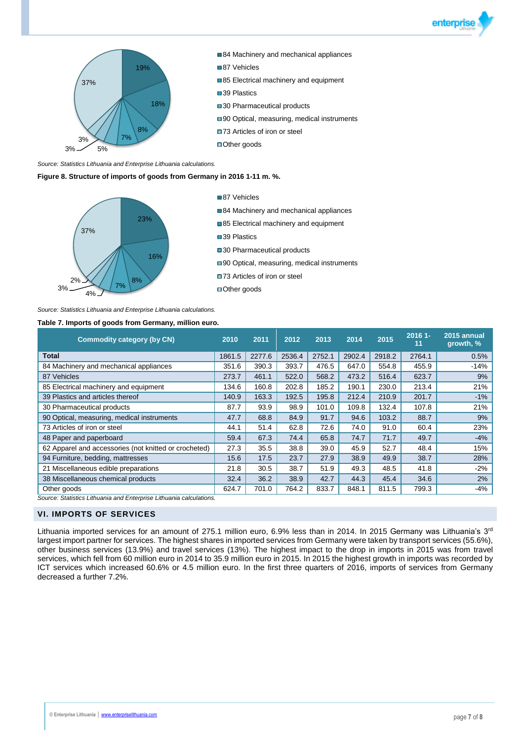- 84 Machinery and mechanical appliances
- 87 Vehicles
- 85 Electrical machinery and equipment
- 39 Plastics
- 30 Pharmaceutical products
- 90 Optical, measuring, medical instruments
- 73 Articles of iron or steel
- Other goods

19%, 18%, 8%, 7%, 5%, 3%, 3%, 37%

*Source: Statistics Lithuania and Enterprise Lithuania calculations.*

**Figure 8. Structure of imports of goods from Germany in 2016 1-11 m. %.**

- 87 Vehicles
- 84 Machinery and mechanical appliances
- 85 Electrical machinery and equipment
- 39 Plastics
- 30 Pharmaceutical products
- 90 Optical, measuring, medical instruments
- 73 Articles of iron or steel
- Other goods

23%, 16%, 8%, 7%, 4%, 3%, 2%, 37%

*Source: Statistics Lithuania and Enterprise Lithuania calculations.*

**Table 7. Imports of goods from Germany, million euro.**

| Commodity category (by CN) | 2010 | 2011 | 2012 | 2013 | 2014 | 2015 | 2016 1-11 | 2015 annual growth, % |
|---|---|---|---|---|---|---|---|---|
| **Total** | 1861.5 | 2277.6 | 2536.4 | 2752.1 | 2902.4 | 2918.2 | 2764.1 | 0.5% |
| 84 Machinery and mechanical appliances | 351.6 | 390.3 | 393.7 | 476.5 | 647.0 | 554.8 | 455.9 | -14% |
| 87 Vehicles | 273.7 | 461.1 | 522.0 | 568.2 | 473.2 | 516.4 | 623.7 | 9% |
| 85 Electrical machinery and equipment | 134.6 | 160.8 | 202.8 | 185.2 | 190.1 | 230.0 | 213.4 | 21% |
| 39 Plastics and articles thereof | 140.9 | 163.3 | 192.5 | 195.8 | 212.4 | 210.9 | 201.7 | -1% |
| 30 Pharmaceutical products | 87.7 | 93.9 | 98.9 | 101.0 | 109.8 | 132.4 | 107.8 | 21% |
| 90 Optical, measuring, medical instruments | 47.7 | 68.8 | 84.9 | 91.7 | 94.6 | 103.2 | 88.7 | 9% |
| 73 Articles of iron or steel | 44.1 | 51.4 | 62.8 | 72.6 | 74.0 | 91.0 | 60.4 | 23% |
| 48 Paper and paperboard | 59.4 | 67.3 | 74.4 | 65.8 | 74.7 | 71.7 | 49.7 | -4% |
| 62 Apparel and accessories (not knitted or crocheted) | 27.3 | 35.5 | 38.8 | 39.0 | 45.9 | 52.7 | 48.4 | 15% |
| 94 Furniture, bedding, mattresses | 15.6 | 17.5 | 23.7 | 27.9 | 38.9 | 49.9 | 38.7 | 28% |
| 21 Miscellaneous edible preparations | 21.8 | 30.5 | 38.7 | 51.9 | 49.3 | 48.5 | 41.8 | -2% |
| 38 Miscellaneous chemical products | 32.4 | 36.2 | 38.9 | 42.7 | 44.3 | 45.4 | 34.6 | 2% |
| Other goods | 624.7 | 701.0 | 764.2 | 833.7 | 848.1 | 811.5 | 799.3 | -4% |

*Source: Statistics Lithuania and Enterprise Lithuania calculations.*

## VI. IMPORTS OF SERVICES

Lithuania imported services for an amount of 275.1 million euro, 6.9% less than in 2014. In 2015 Germany was Lithuania's 3rd largest import partner for services. The highest shares in imported services from Germany were taken by transport services (55.6%), other business services (13.9%) and travel services (13%). The highest impact to the drop in imports in 2015 was from travel services, which fell from 60 million euro in 2014 to 35.9 million euro in 2015. In 2015 the highest growth in imports was recorded by ICT services which increased 60.6% or 4.5 million euro. In the first three quarters of 2016, imports of services from Germany decreased a further 7.2%.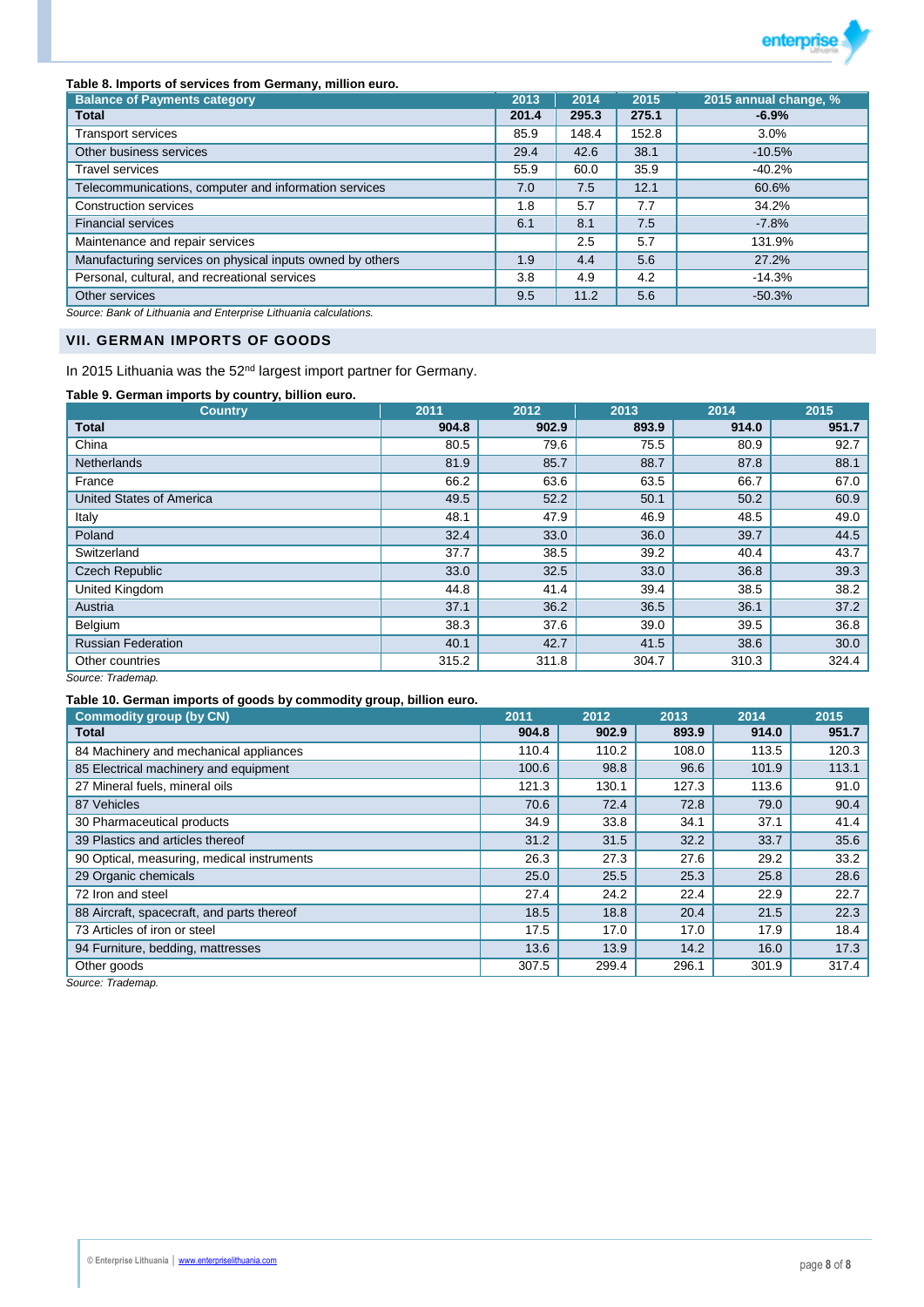**Table 8. Imports of services from Germany, million euro.**

| Balance of Payments category | 2013 | 2014 | 2015 | 2015 annual change, % |
|---|---|---|---|---|
| **Total** | **201.4** | **295.3** | **275.1** | **-6.9%** |
| Transport services | 85.9 | 148.4 | 152.8 | 3.0% |
| Other business services | 29.4 | 42.6 | 38.1 | -10.5% |
| Travel services | 55.9 | 60.0 | 35.9 | -40.2% |
| Telecommunications, computer and information services | 7.0 | 7.5 | 12.1 | 60.6% |
| Construction services | 1.8 | 5.7 | 7.7 | 34.2% |
| Financial services | 6.1 | 8.1 | 7.5 | -7.8% |
| Maintenance and repair services | | 2.5 | 5.7 | 131.9% |
| Manufacturing services on physical inputs owned by others | 1.9 | 4.4 | 5.6 | 27.2% |
| Personal, cultural, and recreational services | 3.8 | 4.9 | 4.2 | -14.3% |
| Other services | 9.5 | 11.2 | 5.6 | -50.3% |

*Source: Bank of Lithuania and Enterprise Lithuania calculations.*

## VII. GERMAN IMPORTS OF GOODS

In 2015 Lithuania was the 52nd largest import partner for Germany.

**Table 9. German imports by country, billion euro.**

| Country | 2011 | 2012 | 2013 | 2014 | 2015 |
|---|---|---|---|---|---|
| **Total** | **904.8** | **902.9** | **893.9** | **914.0** | **951.7** |
| China | 80.5 | 79.6 | 75.5 | 80.9 | 92.7 |
| Netherlands | 81.9 | 85.7 | 88.7 | 87.8 | 88.1 |
| France | 66.2 | 63.6 | 63.5 | 66.7 | 67.0 |
| United States of America | 49.5 | 52.2 | 50.1 | 50.2 | 60.9 |
| Italy | 48.1 | 47.9 | 46.9 | 48.5 | 49.0 |
| Poland | 32.4 | 33.0 | 36.0 | 39.7 | 44.5 |
| Switzerland | 37.7 | 38.5 | 39.2 | 40.4 | 43.7 |
| Czech Republic | 33.0 | 32.5 | 33.0 | 36.8 | 39.3 |
| United Kingdom | 44.8 | 41.4 | 39.4 | 38.5 | 38.2 |
| Austria | 37.1 | 36.2 | 36.5 | 36.1 | 37.2 |
| Belgium | 38.3 | 37.6 | 39.0 | 39.5 | 36.8 |
| Russian Federation | 40.1 | 42.7 | 41.5 | 38.6 | 30.0 |
| Other countries | 315.2 | 311.8 | 304.7 | 310.3 | 324.4 |

*Source: Trademap.*

**Table 10. German imports of goods by commodity group, billion euro.**

| Commodity group (by CN) | 2011 | 2012 | 2013 | 2014 | 2015 |
|---|---|---|---|---|---|
| **Total** | **904.8** | **902.9** | **893.9** | **914.0** | **951.7** |
| 84 Machinery and mechanical appliances | 110.4 | 110.2 | 108.0 | 113.5 | 120.3 |
| 85 Electrical machinery and equipment | 100.6 | 98.8 | 96.6 | 101.9 | 113.1 |
| 27 Mineral fuels, mineral oils | 121.3 | 130.1 | 127.3 | 113.6 | 91.0 |
| 87 Vehicles | 70.6 | 72.4 | 72.8 | 79.0 | 90.4 |
| 30 Pharmaceutical products | 34.9 | 33.8 | 34.1 | 37.1 | 41.4 |
| 39 Plastics and articles thereof | 31.2 | 31.5 | 32.2 | 33.7 | 35.6 |
| 90 Optical, measuring, medical instruments | 26.3 | 27.3 | 27.6 | 29.2 | 33.2 |
| 29 Organic chemicals | 25.0 | 25.5 | 25.3 | 25.8 | 28.6 |
| 72 Iron and steel | 27.4 | 24.2 | 22.4 | 22.9 | 22.7 |
| 88 Aircraft, spacecraft, and parts thereof | 18.5 | 18.8 | 20.4 | 21.5 | 22.3 |
| 73 Articles of iron or steel | 17.5 | 17.0 | 17.0 | 17.9 | 18.4 |
| 94 Furniture, bedding, mattresses | 13.6 | 13.9 | 14.2 | 16.0 | 17.3 |
| Other goods | 307.5 | 299.4 | 296.1 | 301.9 | 317.4 |

*Source: Trademap.*